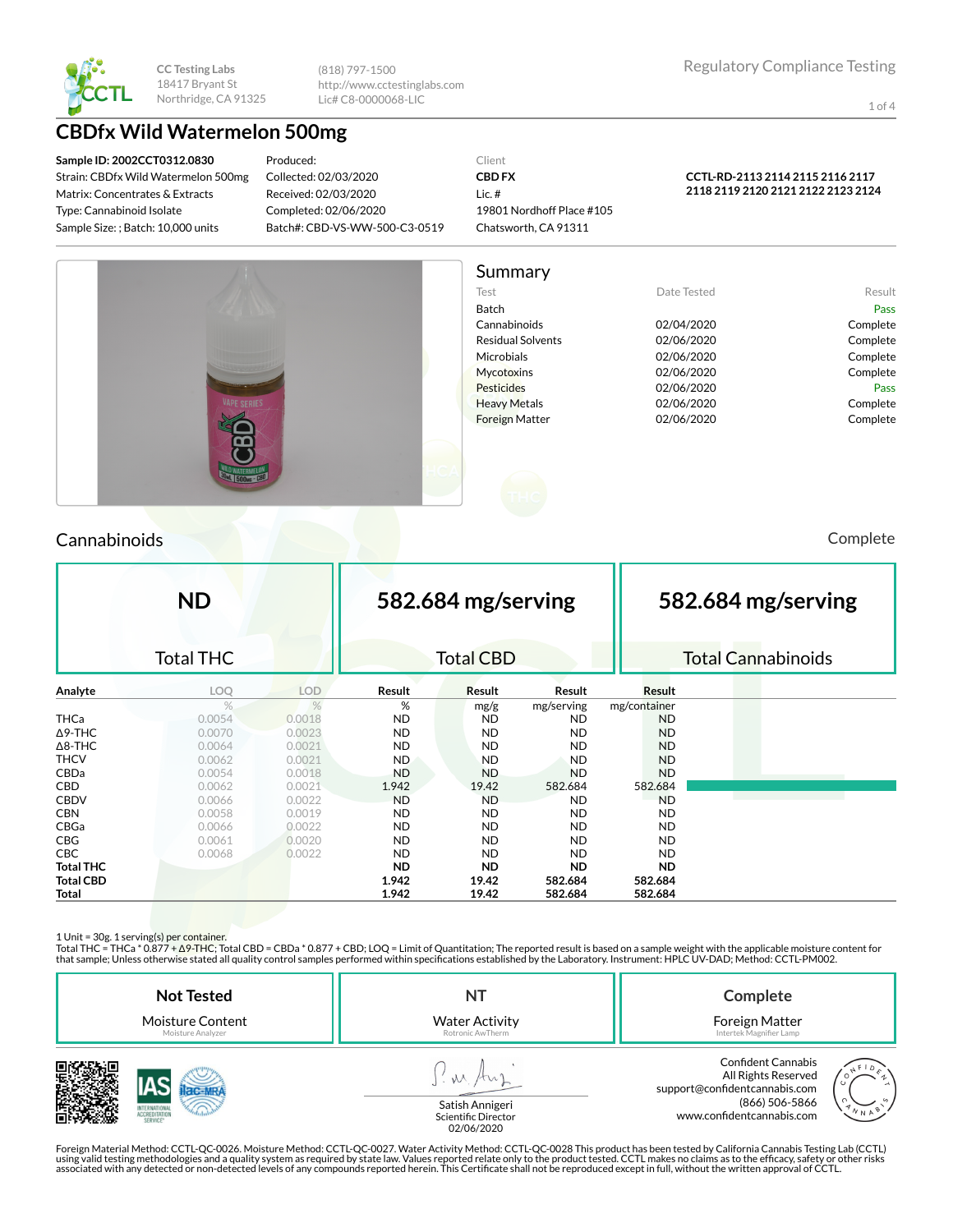CC Testing Labs
18417 Bryant St
Northridge, CA 91325

(818) 797-1500
http://www.cctestinglabs.com
Lic# C8-0000068-LIC

Regulatory Compliance Testing

# CBDfx Wild Watermelon 500mg

**Sample ID: 2002CCT0312.0830**
Strain: CBDfx Wild Watermelon 500mg
Matrix: Concentrates & Extracts
Type: Cannabinoid Isolate
Sample Size: ; Batch: 10,000 units

Produced:
Collected: 02/03/2020
Received: 02/03/2020
Completed: 02/06/2020
Batch#: CBD-VS-WW-500-C3-0519

Client
**CBD FX**
Lic. #
19801 Nordhoff Place #105
Chatsworth, CA 91311

**CCTL-RD-2113 2114 2115 2116 2117 2118 2119 2120 2121 2122 2123 2124**

## Summary

| Test | Date Tested | Result |
|---|---|---|
| Batch | | Pass |
| Cannabinoids | 02/04/2020 | Complete |
| Residual Solvents | 02/06/2020 | Complete |
| Microbials | 02/06/2020 | Complete |
| Mycotoxins | 02/06/2020 | Complete |
| Pesticides | 02/06/2020 | Pass |
| Heavy Metals | 02/06/2020 | Complete |
| Foreign Matter | 02/06/2020 | Complete |

## Cannabinoids

Complete

| ND | 582.684 mg/serving | 582.684 mg/serving |
|---|---|---|
| Total THC | Total CBD | Total Cannabinoids |

| Analyte | LOQ | LOD | Result | Result | Result | Result |
|---|---|---|---|---|---|---|
| | % | % | % | mg/g | mg/serving | mg/container |
| THCa | 0.0054 | 0.0018 | ND | ND | ND | ND |
| Δ9-THC | 0.0070 | 0.0023 | ND | ND | ND | ND |
| Δ8-THC | 0.0064 | 0.0021 | ND | ND | ND | ND |
| THCV | 0.0062 | 0.0021 | ND | ND | ND | ND |
| CBDa | 0.0054 | 0.0018 | ND | ND | ND | ND |
| CBD | 0.0062 | 0.0021 | 1.942 | 19.42 | 582.684 | 582.684 |
| CBDV | 0.0066 | 0.0022 | ND | ND | ND | ND |
| CBN | 0.0058 | 0.0019 | ND | ND | ND | ND |
| CBGa | 0.0066 | 0.0022 | ND | ND | ND | ND |
| CBG | 0.0061 | 0.0020 | ND | ND | ND | ND |
| CBC | 0.0068 | 0.0022 | ND | ND | ND | ND |
| **Total THC** | | | **ND** | **ND** | **ND** | **ND** |
| **Total CBD** | | | **1.942** | **19.42** | **582.684** | **582.684** |
| **Total** | | | **1.942** | **19.42** | **582.684** | **582.684** |

1 Unit = 30g. 1 serving(s) per container.
Total THC = THCa * 0.877 + Δ9-THC; Total CBD = CBDa * 0.877 + CBD; LOQ = Limit of Quantitation; The reported result is based on a sample weight with the applicable moisture content for that sample; Unless otherwise stated all quality control samples performed within specifications established by the Laboratory. Instrument: HPLC UV-DAD; Method: CCTL-PM002.

| Not Tested | NT | Complete |
|---|---|---|
| Moisture Content | Water Activity | Foreign Matter |
| Moisture Analyzer | Rotronic AwTherm | Intertek Magnifier Lamp |

Satish Annigeri
Scientific Director
02/06/2020

Confident Cannabis
All Rights Reserved
support@confidentcannabis.com
(866) 506-5866
www.confidentcannabis.com

Foreign Material Method: CCTL-QC-0026. Moisture Method: CCTL-QC-0027. Water Activity Method: CCTL-QC-0028 This product has been tested by California Cannabis Testing Lab (CCTL) using valid testing methodologies and a quality system as required by state law. Values reported relate only to the product tested. CCTL makes no claims as to the efficacy, safety or other risks associated with any detected or non-detected levels of any compounds reported herein. This Certificate shall not be reproduced except in full, without the written approval of CCTL.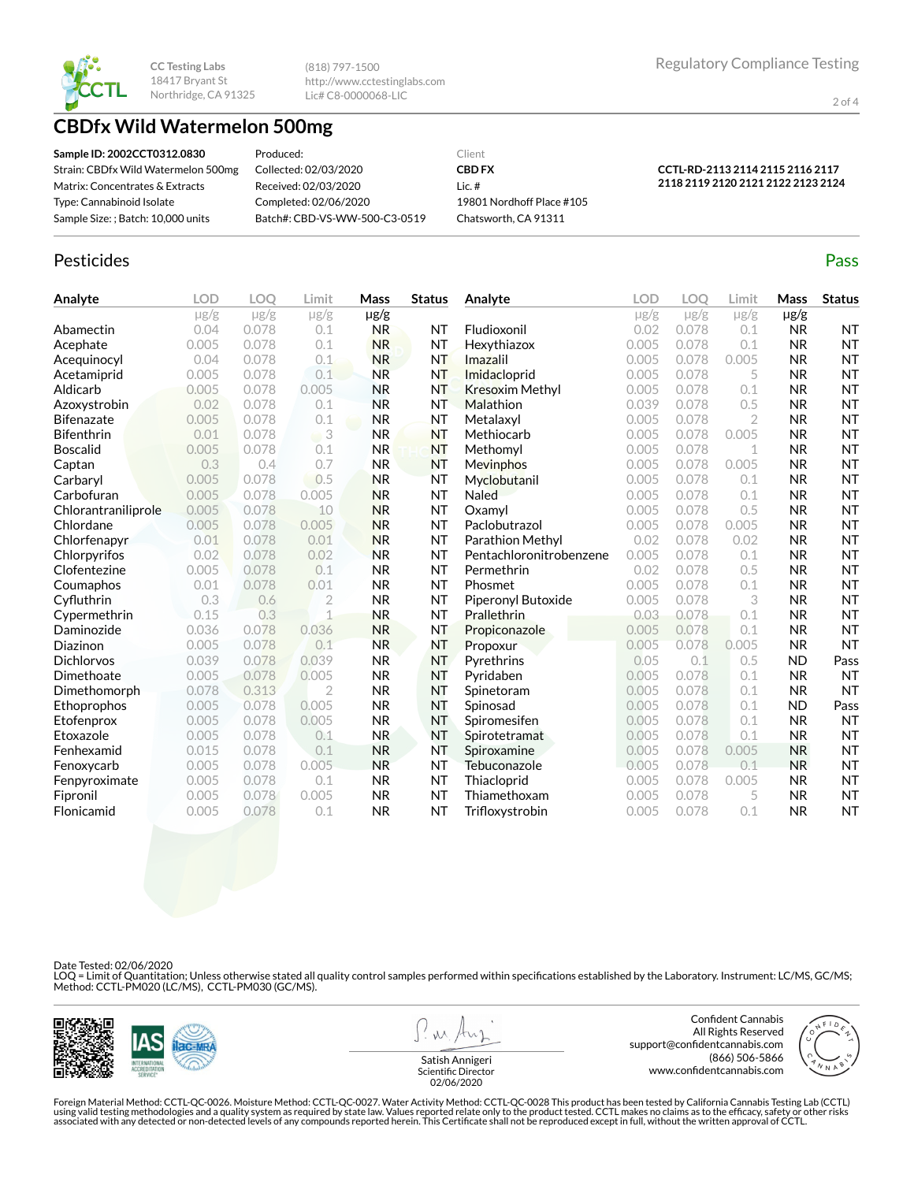CC Testing Labs
18417 Bryant St
Northridge, CA 91325

(818) 797-1500
http://www.cctestinglabs.com
Lic# C8-0000068-LIC

Regulatory Compliance Testing

# CBDfx Wild Watermelon 500mg

**Sample ID: 2002CCT0312.0830**
Strain: CBDfx Wild Watermelon 500mg
Matrix: Concentrates & Extracts
Type: Cannabinoid Isolate
Sample Size: ; Batch: 10,000 units

Produced:
Collected: 02/03/2020
Received: 02/03/2020
Completed: 02/06/2020
Batch#: CBD-VS-WW-500-C3-0519

Client
**CBD FX**
Lic. #
19801 Nordhoff Place #105
Chatsworth, CA 91311

**CCTL-RD-2113 2114 2115 2116 2117 2118 2119 2120 2121 2122 2123 2124**

## Pesticides

Pass

| Analyte | LOD | LOQ | Limit | Mass | Status | Analyte | LOD | LOQ | Limit | Mass | Status |
|---|---|---|---|---|---|---|---|---|---|---|---|
| | μg/g | μg/g | μg/g | μg/g | | | μg/g | μg/g | μg/g | μg/g | |
| Abamectin | 0.04 | 0.078 | 0.1 | NR | NT | Fludioxonil | 0.02 | 0.078 | 0.1 | NR | NT |
| Acephate | 0.005 | 0.078 | 0.1 | NR | NT | Hexythiazox | 0.005 | 0.078 | 0.1 | NR | NT |
| Acequinocyl | 0.04 | 0.078 | 0.1 | NR | NT | Imazalil | 0.005 | 0.078 | 0.005 | NR | NT |
| Acetamiprid | 0.005 | 0.078 | 0.1 | NR | NT | Imidacloprid | 0.005 | 0.078 | 5 | NR | NT |
| Aldicarb | 0.005 | 0.078 | 0.005 | NR | NT | Kresoxim Methyl | 0.005 | 0.078 | 0.1 | NR | NT |
| Azoxystrobin | 0.02 | 0.078 | 0.1 | NR | NT | Malathion | 0.039 | 0.078 | 0.5 | NR | NT |
| Bifenazate | 0.005 | 0.078 | 0.1 | NR | NT | Metalaxyl | 0.005 | 0.078 | 2 | NR | NT |
| Bifenthrin | 0.01 | 0.078 | 3 | NR | NT | Methiocarb | 0.005 | 0.078 | 0.005 | NR | NT |
| Boscalid | 0.005 | 0.078 | 0.1 | NR | NT | Methomyl | 0.005 | 0.078 | 1 | NR | NT |
| Captan | 0.3 | 0.4 | 0.7 | NR | NT | Mevinphos | 0.005 | 0.078 | 0.005 | NR | NT |
| Carbaryl | 0.005 | 0.078 | 0.5 | NR | NT | Myclobutanil | 0.005 | 0.078 | 0.1 | NR | NT |
| Carbofuran | 0.005 | 0.078 | 0.005 | NR | NT | Naled | 0.005 | 0.078 | 0.1 | NR | NT |
| Chlorantraniliprole | 0.005 | 0.078 | 10 | NR | NT | Oxamyl | 0.005 | 0.078 | 0.5 | NR | NT |
| Chlordane | 0.005 | 0.078 | 0.005 | NR | NT | Paclobutrazol | 0.005 | 0.078 | 0.005 | NR | NT |
| Chlorfenapyr | 0.01 | 0.078 | 0.01 | NR | NT | Parathion Methyl | 0.02 | 0.078 | 0.02 | NR | NT |
| Chlorpyrifos | 0.02 | 0.078 | 0.02 | NR | NT | Pentachloronitrobenzene | 0.005 | 0.078 | 0.1 | NR | NT |
| Clofentezine | 0.005 | 0.078 | 0.1 | NR | NT | Permethrin | 0.02 | 0.078 | 0.5 | NR | NT |
| Coumaphos | 0.01 | 0.078 | 0.01 | NR | NT | Phosmet | 0.005 | 0.078 | 0.1 | NR | NT |
| Cyfluthrin | 0.3 | 0.6 | 2 | NR | NT | Piperonyl Butoxide | 0.005 | 0.078 | 3 | NR | NT |
| Cypermethrin | 0.15 | 0.3 | 1 | NR | NT | Prallethrin | 0.03 | 0.078 | 0.1 | NR | NT |
| Daminozide | 0.036 | 0.078 | 0.036 | NR | NT | Propiconazole | 0.005 | 0.078 | 0.1 | NR | NT |
| Diazinon | 0.005 | 0.078 | 0.1 | NR | NT | Propoxur | 0.005 | 0.078 | 0.005 | NR | NT |
| Dichlorvos | 0.039 | 0.078 | 0.039 | NR | NT | Pyrethrins | 0.05 | 0.1 | 0.5 | ND | Pass |
| Dimethoate | 0.005 | 0.078 | 0.005 | NR | NT | Pyridaben | 0.005 | 0.078 | 0.1 | NR | NT |
| Dimethomorph | 0.078 | 0.313 | 2 | NR | NT | Spinetoram | 0.005 | 0.078 | 0.1 | NR | NT |
| Ethoprophos | 0.005 | 0.078 | 0.005 | NR | NT | Spinosad | 0.005 | 0.078 | 0.1 | ND | Pass |
| Etofenprox | 0.005 | 0.078 | 0.005 | NR | NT | Spiromesifen | 0.005 | 0.078 | 0.1 | NR | NT |
| Etoxazole | 0.005 | 0.078 | 0.1 | NR | NT | Spirotetramat | 0.005 | 0.078 | 0.1 | NR | NT |
| Fenhexamid | 0.015 | 0.078 | 0.1 | NR | NT | Spiroxamine | 0.005 | 0.078 | 0.005 | NR | NT |
| Fenoxycarb | 0.005 | 0.078 | 0.005 | NR | NT | Tebuconazole | 0.005 | 0.078 | 0.1 | NR | NT |
| Fenpyroximate | 0.005 | 0.078 | 0.1 | NR | NT | Thiacloprid | 0.005 | 0.078 | 0.005 | NR | NT |
| Fipronil | 0.005 | 0.078 | 0.005 | NR | NT | Thiamethoxam | 0.005 | 0.078 | 5 | NR | NT |
| Flonicamid | 0.005 | 0.078 | 0.1 | NR | NT | Trifloxystrobin | 0.005 | 0.078 | 0.1 | NR | NT |

Date Tested: 02/06/2020
LOQ = Limit of Quantitation; Unless otherwise stated all quality control samples performed within specifications established by the Laboratory. Instrument: LC/MS, GC/MS; Method: CCTL-PM020 (LC/MS), CCTL-PM030 (GC/MS).

Satish Annigeri
Scientific Director
02/06/2020

Confident Cannabis
All Rights Reserved
support@confidentcannabis.com
(866) 506-5866
www.confidentcannabis.com

Foreign Material Method: CCTL-QC-0026. Moisture Method: CCTL-QC-0027. Water Activity Method: CCTL-QC-0028 This product has been tested by California Cannabis Testing Lab (CCTL) using valid testing methodologies and a quality system as required by state law. Values reported relate only to the product tested. CCTL makes no claims as to the efficacy, safety or other risks associated with any detected or non-detected levels of any compounds reported herein. This Certificate shall not be reproduced except in full, without the written approval of CCTL.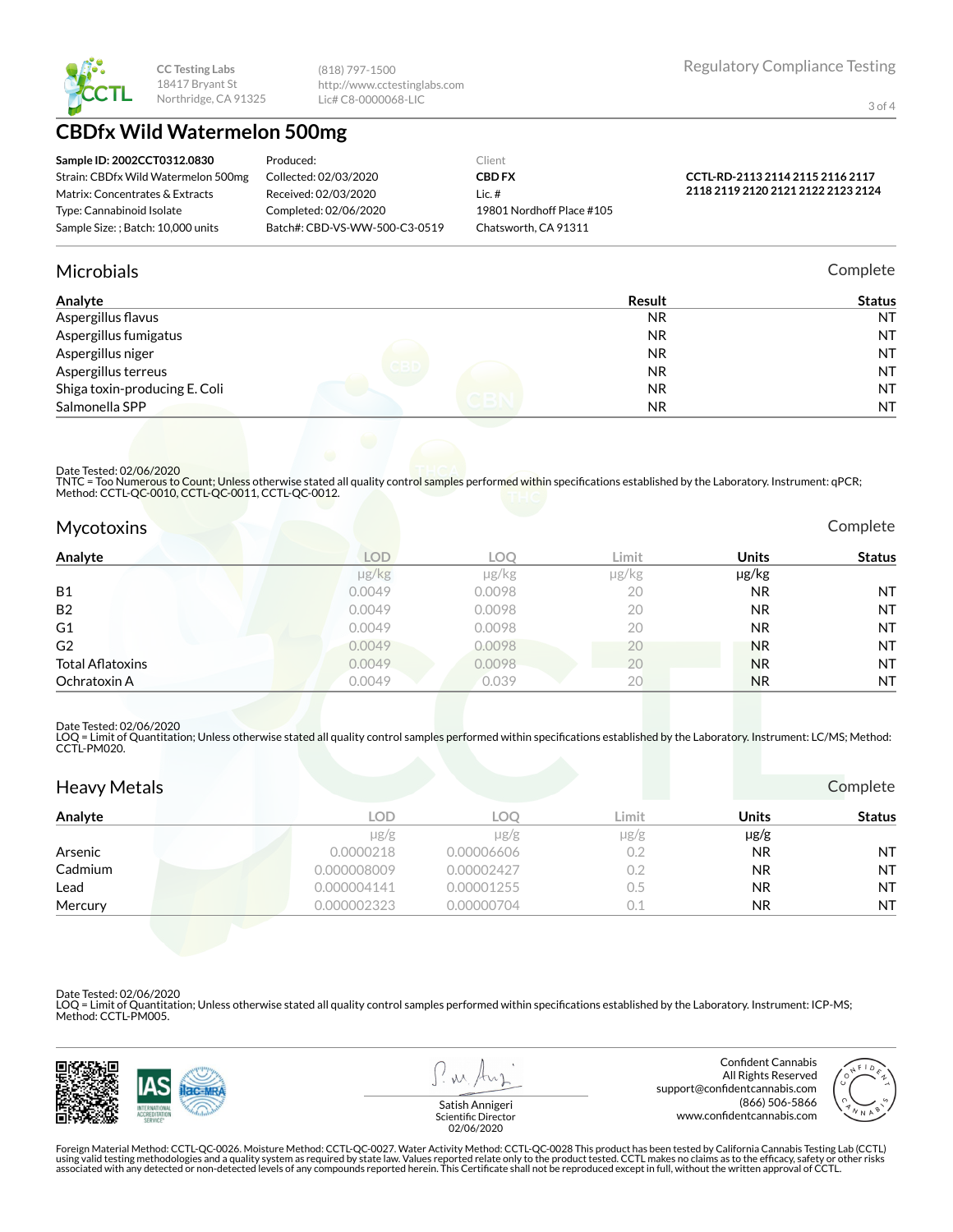CC Testing Labs
18417 Bryant St
Northridge, CA 91325

(818) 797-1500
http://www.cctestinglabs.com
Lic# C8-0000068-LIC

Regulatory Compliance Testing

# CBDfx Wild Watermelon 500mg

**Sample ID: 2002CCT0312.0830**
Strain: CBDfx Wild Watermelon 500mg
Matrix: Concentrates & Extracts
Type: Cannabinoid Isolate
Sample Size: ; Batch: 10,000 units

Produced:
Collected: 02/03/2020
Received: 02/03/2020
Completed: 02/06/2020
Batch#: CBD-VS-WW-500-C3-0519

Client
**CBD FX**
Lic. #
19801 Nordhoff Place #105
Chatsworth, CA 91311

**CCTL-RD-2113 2114 2115 2116 2117 2118 2119 2120 2121 2122 2123 2124**

## Microbials

Complete

| Analyte | Result | Status |
|---|---|---|
| Aspergillus flavus | NR | NT |
| Aspergillus fumigatus | NR | NT |
| Aspergillus niger | NR | NT |
| Aspergillus terreus | NR | NT |
| Shiga toxin-producing E. Coli | NR | NT |
| Salmonella SPP | NR | NT |

Date Tested: 02/06/2020
TNTC = Too Numerous to Count; Unless otherwise stated all quality control samples performed within specifications established by the Laboratory. Instrument: qPCR; Method: CCTL-QC-0010, CCTL-QC-0011, CCTL-QC-0012.

## Mycotoxins

Complete

| Analyte | LOD | LOQ | Limit | Units | Status |
|---|---|---|---|---|---|
| | µg/kg | µg/kg | µg/kg | µg/kg | |
| B1 | 0.0049 | 0.0098 | 20 | NR | NT |
| B2 | 0.0049 | 0.0098 | 20 | NR | NT |
| G1 | 0.0049 | 0.0098 | 20 | NR | NT |
| G2 | 0.0049 | 0.0098 | 20 | NR | NT |
| Total Aflatoxins | 0.0049 | 0.0098 | 20 | NR | NT |
| Ochratoxin A | 0.0049 | 0.039 | 20 | NR | NT |

Date Tested: 02/06/2020
LOQ = Limit of Quantitation; Unless otherwise stated all quality control samples performed within specifications established by the Laboratory. Instrument: LC/MS; Method: CCTL-PM020.

## Heavy Metals

Complete

| Analyte | LOD | LOQ | Limit | Units | Status |
|---|---|---|---|---|---|
| | µg/g | µg/g | µg/g | µg/g | |
| Arsenic | 0.0000218 | 0.00006606 | 0.2 | NR | NT |
| Cadmium | 0.000008009 | 0.00002427 | 0.2 | NR | NT |
| Lead | 0.000004141 | 0.00001255 | 0.5 | NR | NT |
| Mercury | 0.000002323 | 0.00000704 | 0.1 | NR | NT |

Date Tested: 02/06/2020
LOQ = Limit of Quantitation; Unless otherwise stated all quality control samples performed within specifications established by the Laboratory. Instrument: ICP-MS; Method: CCTL-PM005.

Satish Annigeri
Scientific Director
02/06/2020

Confident Cannabis
All Rights Reserved
support@confidentcannabis.com
(866) 506-5866
www.confidentcannabis.com

Foreign Material Method: CCTL-QC-0026. Moisture Method: CCTL-QC-0027. Water Activity Method: CCTL-QC-0028 This product has been tested by California Cannabis Testing Lab (CCTL) using valid testing methodologies and a quality system as required by state law. Values reported relate only to the product tested. CCTL makes no claims as to the efficacy, safety or other risks associated with any detected or non-detected levels of any compounds reported herein. This Certificate shall not be reproduced except in full, without the written approval of CCTL.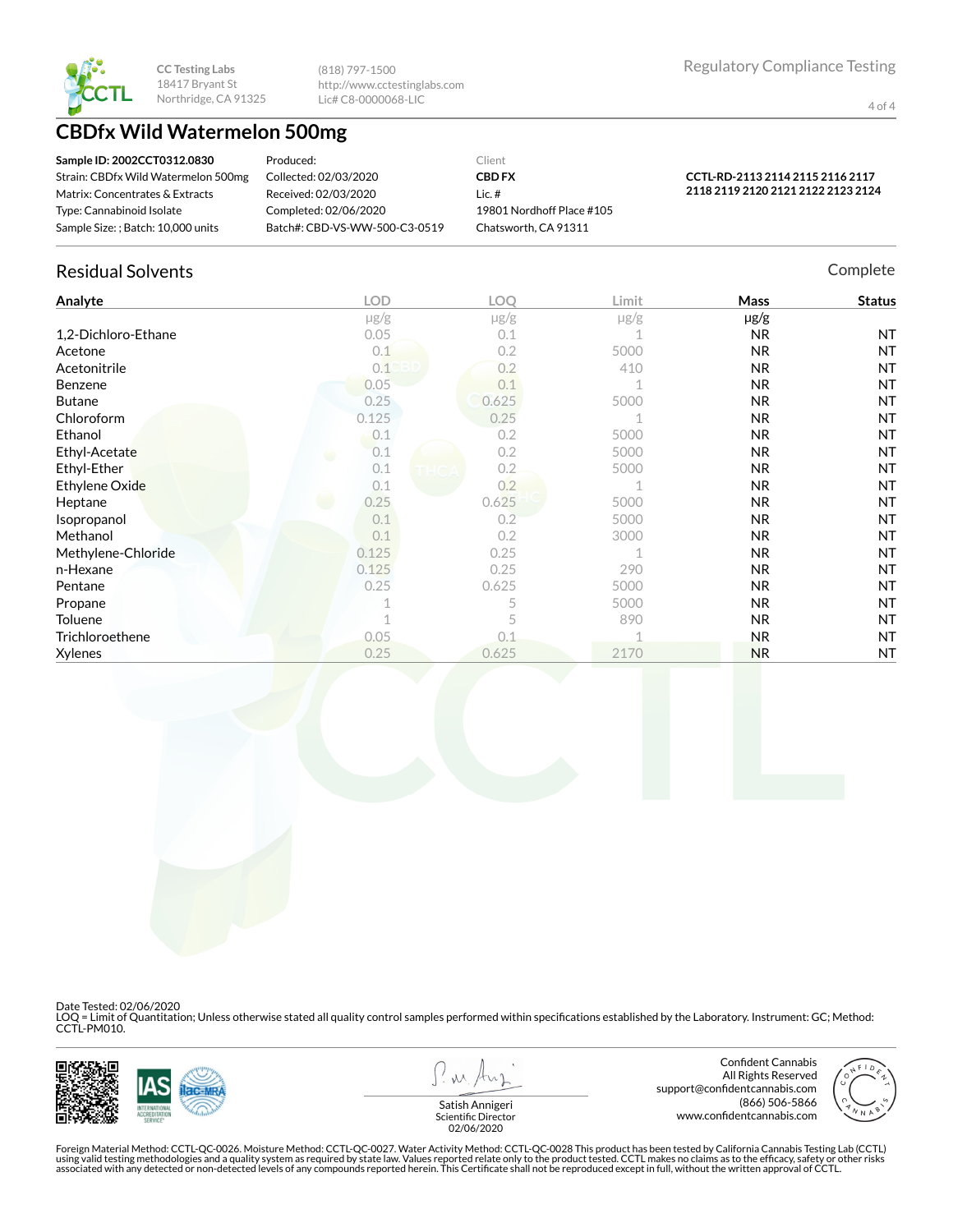CC Testing Labs
18417 Bryant St
Northridge, CA 91325

(818) 797-1500
http://www.cctestinglabs.com
Lic# C8-0000068-LIC

Regulatory Compliance Testing

# CBDfx Wild Watermelon 500mg

| | | | |
|---|---|---|---|
| **Sample ID: 2002CCT0312.0830** | Produced: | Client | |
| Strain: CBDfx Wild Watermelon 500mg | Collected: 02/03/2020 | **CBD FX** | **CCTL-RD-2113 2114 2115 2116 2117 2118 2119 2120 2121 2122 2123 2124** |
| Matrix: Concentrates & Extracts | Received: 02/03/2020 | Lic. # | |
| Type: Cannabinoid Isolate | Completed: 02/06/2020 | 19801 Nordhoff Place #105 | |
| Sample Size: ; Batch: 10,000 units | Batch#: CBD-VS-WW-500-C3-0519 | Chatsworth, CA 91311 | |

## Residual Solvents

Complete

| Analyte | LOD | LOQ | Limit | Mass | Status |
|---|---|---|---|---|---|
| | μg/g | μg/g | μg/g | μg/g | |
| 1,2-Dichloro-Ethane | 0.05 | 0.1 | 1 | NR | NT |
| Acetone | 0.1 | 0.2 | 5000 | NR | NT |
| Acetonitrile | 0.1 | 0.2 | 410 | NR | NT |
| Benzene | 0.05 | 0.1 | 1 | NR | NT |
| Butane | 0.25 | 0.625 | 5000 | NR | NT |
| Chloroform | 0.125 | 0.25 | 1 | NR | NT |
| Ethanol | 0.1 | 0.2 | 5000 | NR | NT |
| Ethyl-Acetate | 0.1 | 0.2 | 5000 | NR | NT |
| Ethyl-Ether | 0.1 | 0.2 | 5000 | NR | NT |
| Ethylene Oxide | 0.1 | 0.2 | 1 | NR | NT |
| Heptane | 0.25 | 0.625 | 5000 | NR | NT |
| Isopropanol | 0.1 | 0.2 | 5000 | NR | NT |
| Methanol | 0.1 | 0.2 | 3000 | NR | NT |
| Methylene-Chloride | 0.125 | 0.25 | 1 | NR | NT |
| n-Hexane | 0.125 | 0.25 | 290 | NR | NT |
| Pentane | 0.25 | 0.625 | 5000 | NR | NT |
| Propane | 1 | 5 | 5000 | NR | NT |
| Toluene | 1 | 5 | 890 | NR | NT |
| Trichloroethene | 0.05 | 0.1 | 1 | NR | NT |
| Xylenes | 0.25 | 0.625 | 2170 | NR | NT |

Date Tested: 02/06/2020
LOQ = Limit of Quantitation; Unless otherwise stated all quality control samples performed within specifications established by the Laboratory. Instrument: GC; Method: CCTL-PM010.

Satish Annigeri
Scientific Director
02/06/2020

Confident Cannabis
All Rights Reserved
support@confidentcannabis.com
(866) 506-5866
www.confidentcannabis.com

Foreign Material Method: CCTL-QC-0026. Moisture Method: CCTL-QC-0027. Water Activity Method: CCTL-QC-0028 This product has been tested by California Cannabis Testing Lab (CCTL) using valid testing methodologies and a quality system as required by state law. Values reported relate only to the product tested. CCTL makes no claims as to the efficacy, safety or other risks associated with any detected or non-detected levels of any compounds reported herein. This Certificate shall not be reproduced except in full, without the written approval of CCTL.